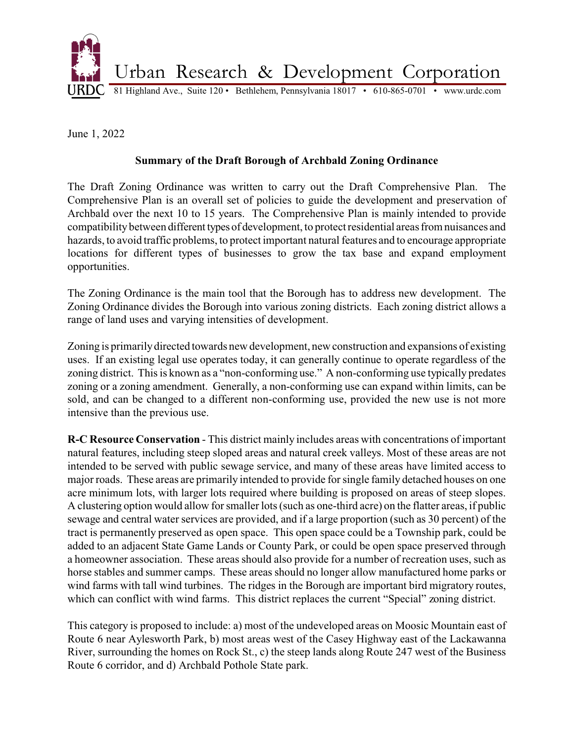Urban Research & Development Corporation

URDC 81 Highland Ave., Suite 120 • Bethlehem, Pennsylvania 18017 • 610-865-0701 • www.urdc.com

June 1, 2022

**Summary of the Draft Borough of Archbald Zoning Ordinance**

The Draft Zoning Ordinance was written to carry out the Draft Comprehensive Plan. The Comprehensive Plan is an overall set of policies to guide the development and preservation of Archbald over the next 10 to 15 years. The Comprehensive Plan is mainly intended to provide compatibility between different types of development, to protect residential areas from nuisances and hazards, to avoid traffic problems, to protect important natural features and to encourage appropriate locations for different types of businesses to grow the tax base and expand employment opportunities.

The Zoning Ordinance is the main tool that the Borough has to address new development. The Zoning Ordinance divides the Borough into various zoning districts. Each zoning district allows a range of land uses and varying intensities of development.

Zoning is primarily directed towards new development, new construction and expansions of existing uses. If an existing legal use operates today, it can generally continue to operate regardless of the zoning district. This is known as a "non-conforming use." A non-conforming use typically predates zoning or a zoning amendment. Generally, a non-conforming use can expand within limits, can be sold, and can be changed to a different non-conforming use, provided the new use is not more intensive than the previous use.

**R-C Resource Conservation** - This district mainly includes areas with concentrations of important natural features, including steep sloped areas and natural creek valleys. Most of these areas are not intended to be served with public sewage service, and many of these areas have limited access to major roads. These areas are primarily intended to provide for single family detached houses on one acre minimum lots, with larger lots required where building is proposed on areas of steep slopes. A clustering option would allow for smaller lots (such as one-third acre) on the flatter areas, if public sewage and central water services are provided, and if a large proportion (such as 30 percent) of the tract is permanently preserved as open space. This open space could be a Township park, could be added to an adjacent State Game Lands or County Park, or could be open space preserved through a homeowner association. These areas should also provide for a number of recreation uses, such as horse stables and summer camps. These areas should no longer allow manufactured home parks or wind farms with tall wind turbines. The ridges in the Borough are important bird migratory routes, which can conflict with wind farms. This district replaces the current "Special" zoning district.

This category is proposed to include: a) most of the undeveloped areas on Moosic Mountain east of Route 6 near Aylesworth Park, b) most areas west of the Casey Highway east of the Lackawanna River, surrounding the homes on Rock St., c) the steep lands along Route 247 west of the Business Route 6 corridor, and d) Archbald Pothole State park.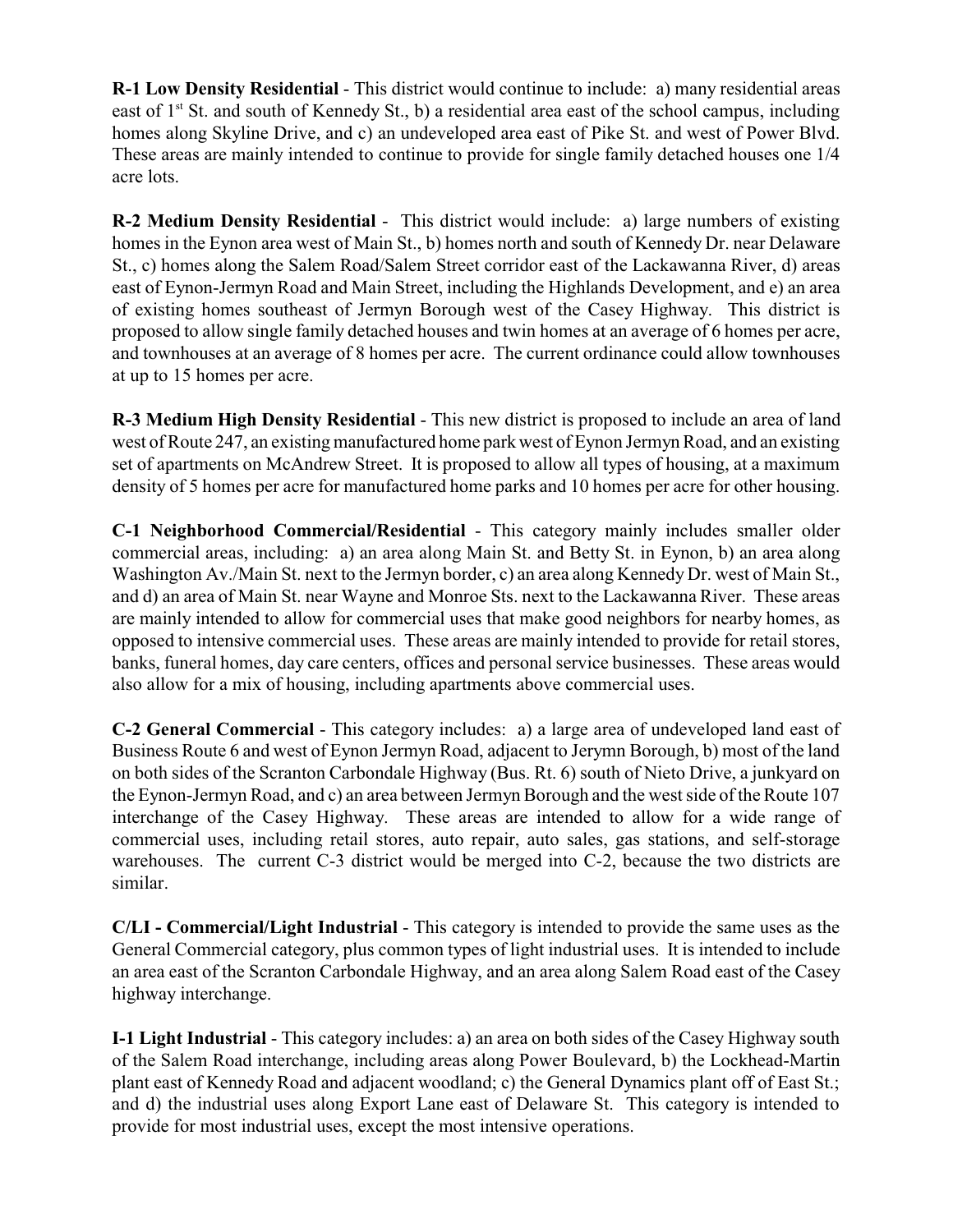**R-1 Low Density Residential** - This district would continue to include: a) many residential areas east of 1st St. and south of Kennedy St., b) a residential area east of the school campus, including homes along Skyline Drive, and c) an undeveloped area east of Pike St. and west of Power Blvd. These areas are mainly intended to continue to provide for single family detached houses one 1/4 acre lots.

**R-2 Medium Density Residential** - This district would include: a) large numbers of existing homes in the Eynon area west of Main St., b) homes north and south of Kennedy Dr. near Delaware St., c) homes along the Salem Road/Salem Street corridor east of the Lackawanna River, d) areas east of Eynon-Jermyn Road and Main Street, including the Highlands Development, and e) an area of existing homes southeast of Jermyn Borough west of the Casey Highway. This district is proposed to allow single family detached houses and twin homes at an average of 6 homes per acre, and townhouses at an average of 8 homes per acre. The current ordinance could allow townhouses at up to 15 homes per acre.

**R-3 Medium High Density Residential** - This new district is proposed to include an area of land west of Route 247, an existing manufactured home park west of Eynon Jermyn Road, and an existing set of apartments on McAndrew Street. It is proposed to allow all types of housing, at a maximum density of 5 homes per acre for manufactured home parks and 10 homes per acre for other housing.

**C-1 Neighborhood Commercial/Residential** - This category mainly includes smaller older commercial areas, including: a) an area along Main St. and Betty St. in Eynon, b) an area along Washington Av./Main St. next to the Jermyn border, c) an area along Kennedy Dr. west of Main St., and d) an area of Main St. near Wayne and Monroe Sts. next to the Lackawanna River. These areas are mainly intended to allow for commercial uses that make good neighbors for nearby homes, as opposed to intensive commercial uses. These areas are mainly intended to provide for retail stores, banks, funeral homes, day care centers, offices and personal service businesses. These areas would also allow for a mix of housing, including apartments above commercial uses.

**C-2 General Commercial** - This category includes: a) a large area of undeveloped land east of Business Route 6 and west of Eynon Jermyn Road, adjacent to Jerymn Borough, b) most of the land on both sides of the Scranton Carbondale Highway (Bus. Rt. 6) south of Nieto Drive, a junkyard on the Eynon-Jermyn Road, and c) an area between Jermyn Borough and the west side of the Route 107 interchange of the Casey Highway. These areas are intended to allow for a wide range of commercial uses, including retail stores, auto repair, auto sales, gas stations, and self-storage warehouses. The current C-3 district would be merged into C-2, because the two districts are similar.

**C/LI - Commercial/Light Industrial** - This category is intended to provide the same uses as the General Commercial category, plus common types of light industrial uses. It is intended to include an area east of the Scranton Carbondale Highway, and an area along Salem Road east of the Casey highway interchange.

**I-1 Light Industrial** - This category includes: a) an area on both sides of the Casey Highway south of the Salem Road interchange, including areas along Power Boulevard, b) the Lockhead-Martin plant east of Kennedy Road and adjacent woodland; c) the General Dynamics plant off of East St.; and d) the industrial uses along Export Lane east of Delaware St. This category is intended to provide for most industrial uses, except the most intensive operations.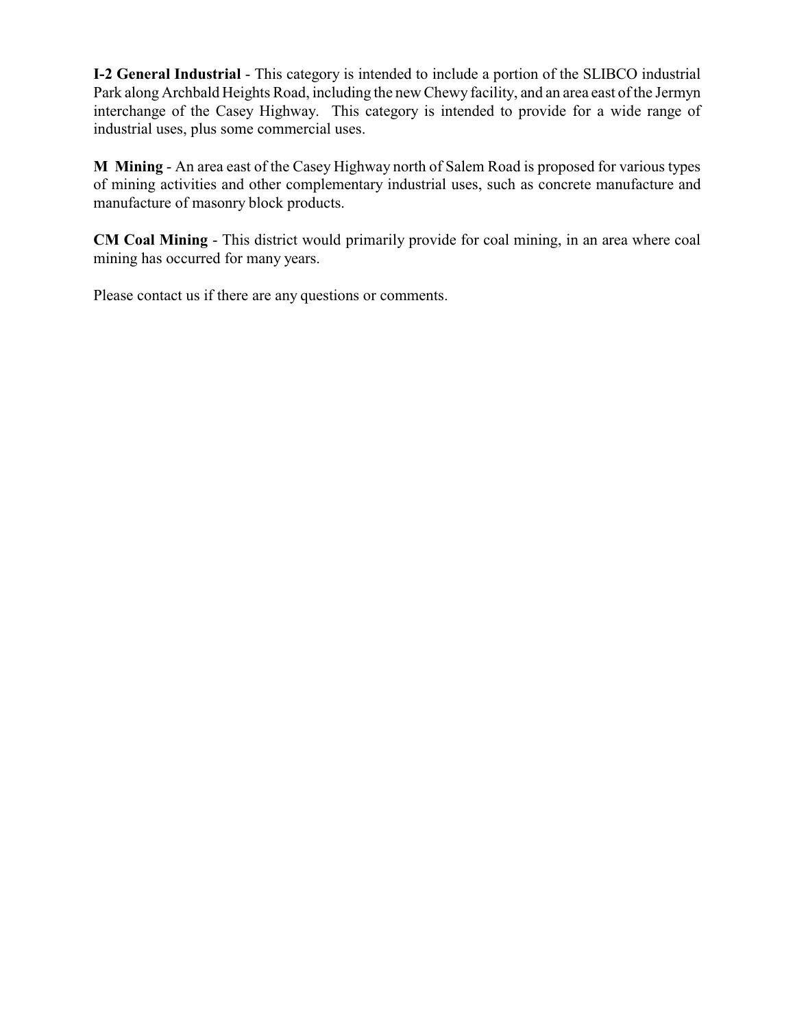**I-2 General Industrial** - This category is intended to include a portion of the SLIBCO industrial Park along Archbald Heights Road, including the new Chewy facility, and an area east of the Jermyn interchange of the Casey Highway. This category is intended to provide for a wide range of industrial uses, plus some commercial uses.

**M Mining** - An area east of the Casey Highway north of Salem Road is proposed for various types of mining activities and other complementary industrial uses, such as concrete manufacture and manufacture of masonry block products.

**CM Coal Mining** - This district would primarily provide for coal mining, in an area where coal mining has occurred for many years.

Please contact us if there are any questions or comments.